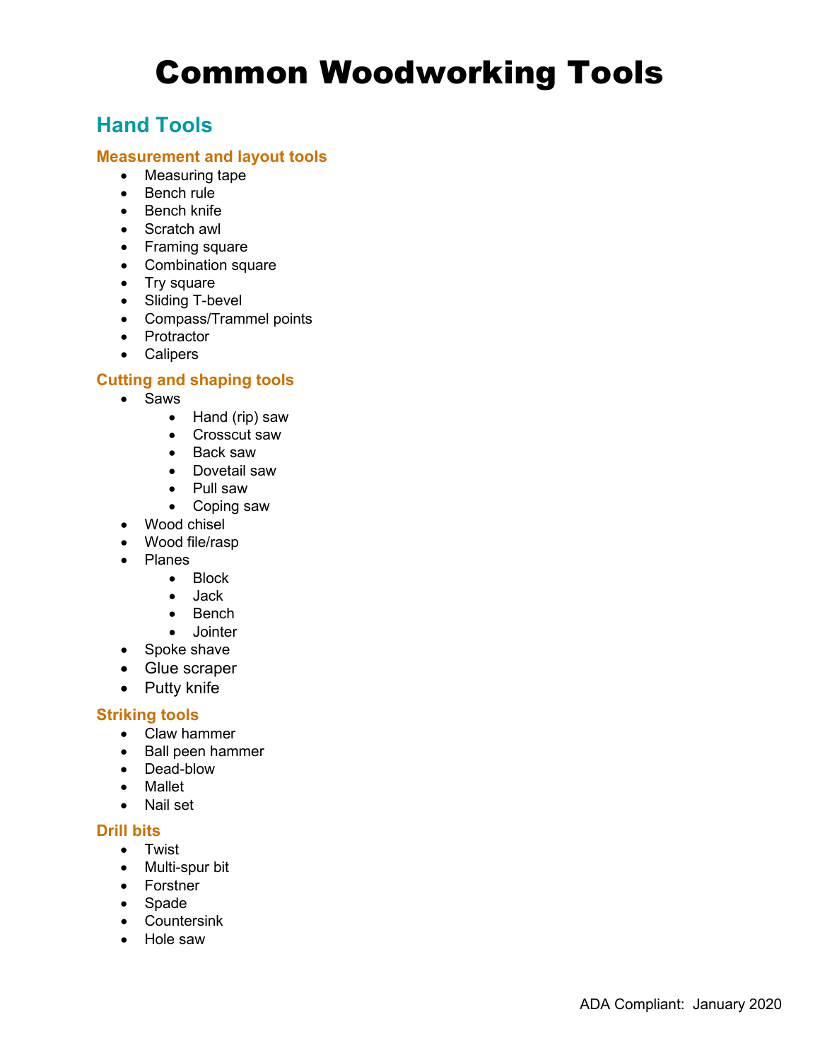# Common Woodworking Tools

## Hand Tools

### Measurement and layout tools

- Measuring tape
- Bench rule
- Bench knife
- Scratch awl
- Framing square
- Combination square
- Try square
- Sliding T-bevel
- Compass/Trammel points
- Protractor
- Calipers

### Cutting and shaping tools

- Saws
    - Hand (rip) saw
    - Crosscut saw
    - Back saw
    - Dovetail saw
    - Pull saw
    - Coping saw
- Wood chisel
- Wood file/rasp
- Planes
    - Block
    - Jack
    - Bench
    - Jointer
- Spoke shave
- Glue scraper
- Putty knife

### Striking tools

- Claw hammer
- Ball peen hammer
- Dead-blow
- Mallet
- Nail set

### Drill bits

- Twist
- Multi-spur bit
- Forstner
- Spade
- Countersink
- Hole saw

ADA Compliant: January 2020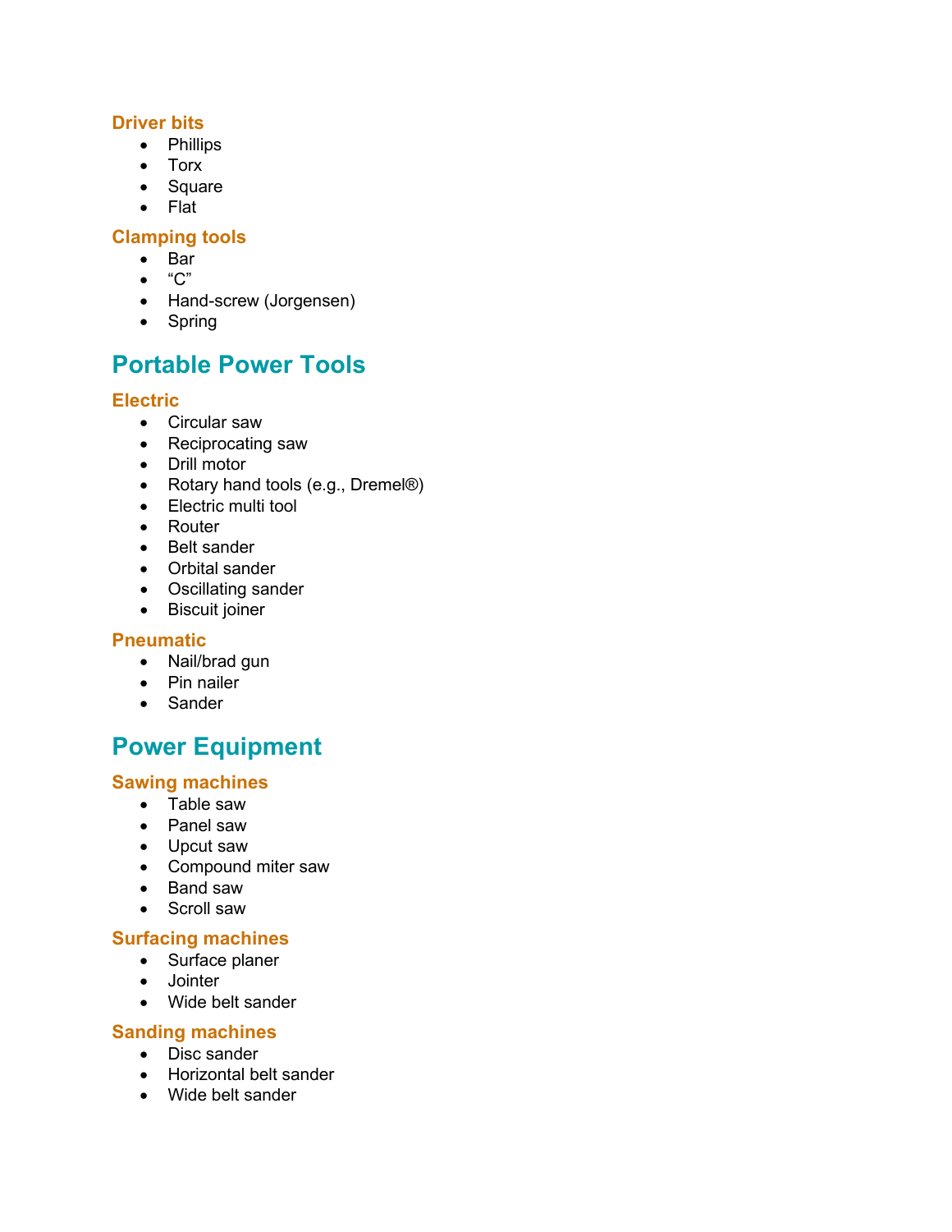### Driver bits

- Phillips
- Torx
- Square
- Flat

### Clamping tools

- Bar
- "C"
- Hand-screw (Jorgensen)
- Spring

## Portable Power Tools

### Electric

- Circular saw
- Reciprocating saw
- Drill motor
- Rotary hand tools (e.g., Dremel®)
- Electric multi tool
- Router
- Belt sander
- Orbital sander
- Oscillating sander
- Biscuit joiner

### Pneumatic

- Nail/brad gun
- Pin nailer
- Sander

## Power Equipment

### Sawing machines

- Table saw
- Panel saw
- Upcut saw
- Compound miter saw
- Band saw
- Scroll saw

### Surfacing machines

- Surface planer
- Jointer
- Wide belt sander

### Sanding machines

- Disc sander
- Horizontal belt sander
- Wide belt sander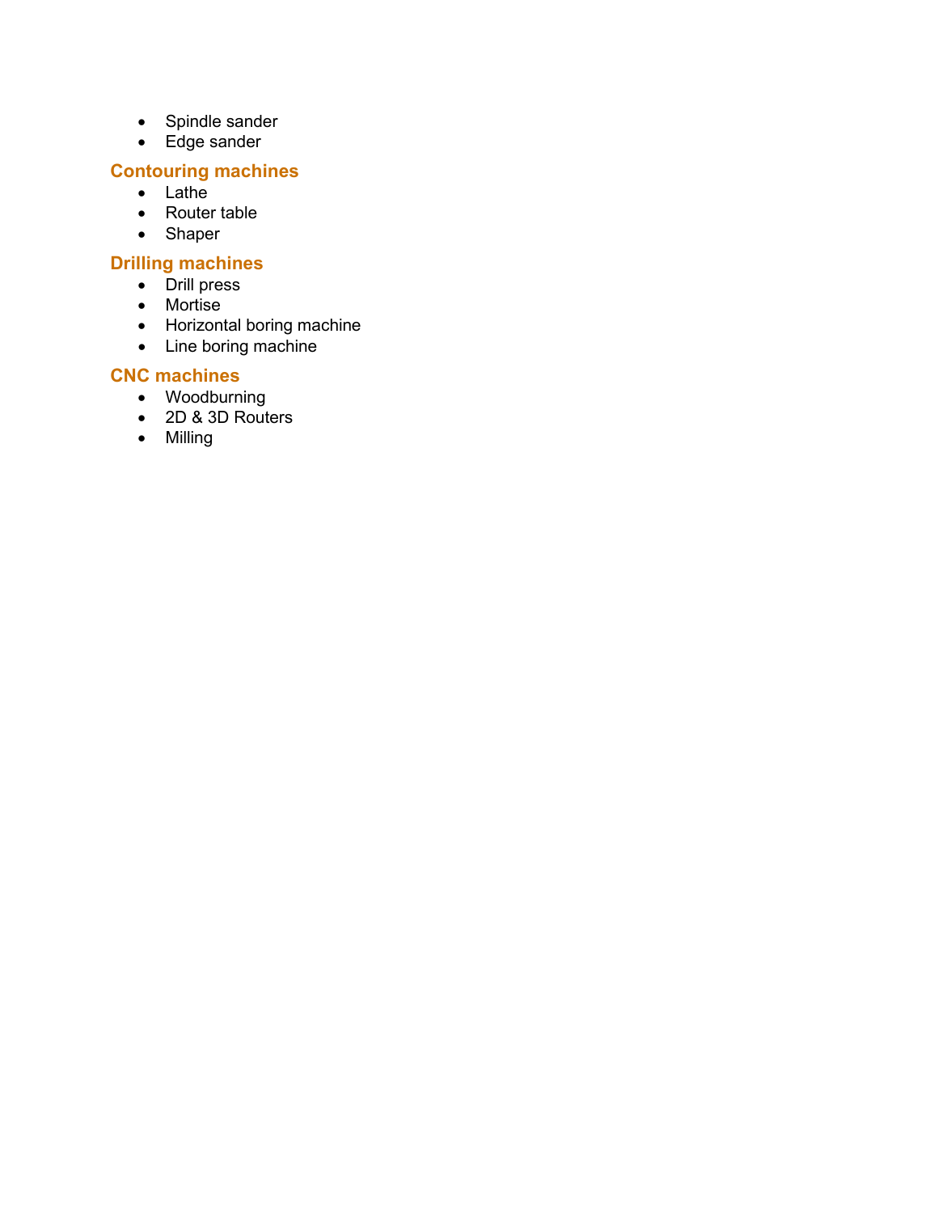- Spindle sander
- Edge sander

### Contouring machines

- Lathe
- Router table
- Shaper

### Drilling machines

- Drill press
- Mortise
- Horizontal boring machine
- Line boring machine

### CNC machines

- Woodburning
- 2D & 3D Routers
- Milling